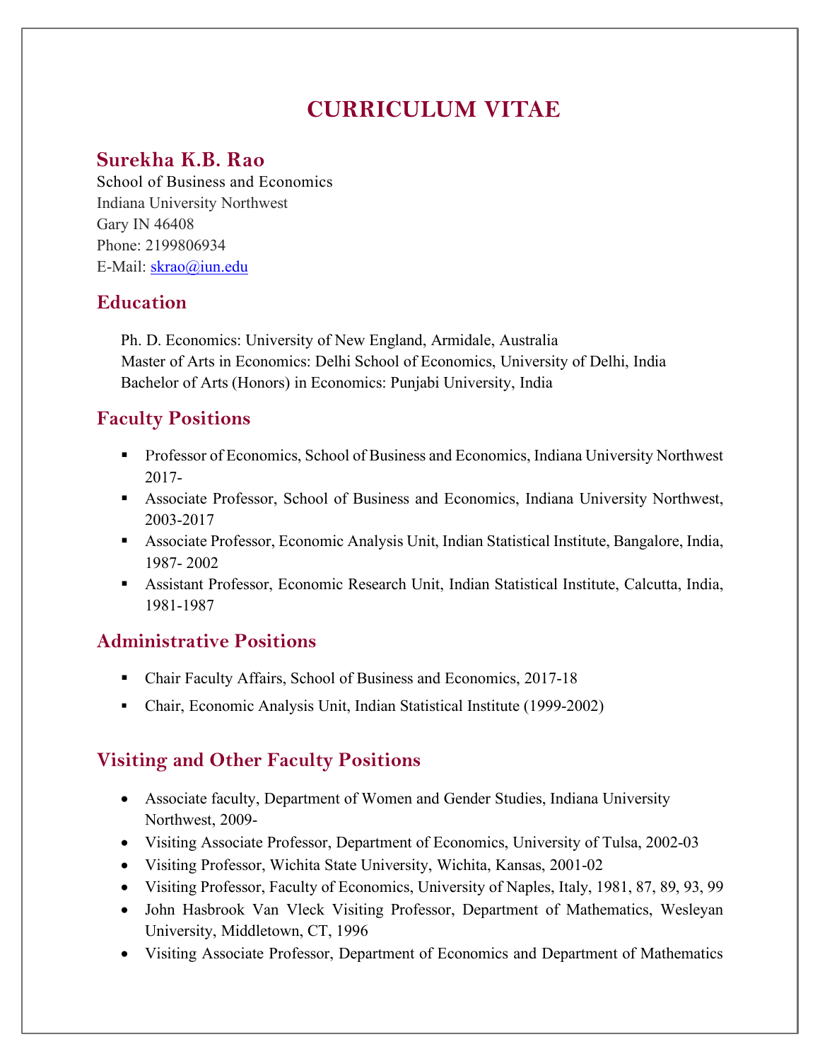# CURRICULUM VITAE

## Surekha K.B. Rao

School of Business and Economics
Indiana University Northwest
Gary IN 46408
Phone: 2199806934
E-Mail: skrao@iun.edu

## Education

Ph. D. Economics: University of New England, Armidale, Australia
Master of Arts in Economics: Delhi School of Economics, University of Delhi, India
Bachelor of Arts (Honors) in Economics: Punjabi University, India

## Faculty Positions

- Professor of Economics, School of Business and Economics, Indiana University Northwest 2017-
- Associate Professor, School of Business and Economics, Indiana University Northwest, 2003-2017
- Associate Professor, Economic Analysis Unit, Indian Statistical Institute, Bangalore, India, 1987- 2002
- Assistant Professor, Economic Research Unit, Indian Statistical Institute, Calcutta, India, 1981-1987

## Administrative Positions

- Chair Faculty Affairs, School of Business and Economics, 2017-18
- Chair, Economic Analysis Unit, Indian Statistical Institute (1999-2002)

## Visiting and Other Faculty Positions

- Associate faculty, Department of Women and Gender Studies, Indiana University Northwest, 2009-
- Visiting Associate Professor, Department of Economics, University of Tulsa, 2002-03
- Visiting Professor, Wichita State University, Wichita, Kansas, 2001-02
- Visiting Professor, Faculty of Economics, University of Naples, Italy, 1981, 87, 89, 93, 99
- John Hasbrook Van Vleck Visiting Professor, Department of Mathematics, Wesleyan University, Middletown, CT, 1996
- Visiting Associate Professor, Department of Economics and Department of Mathematics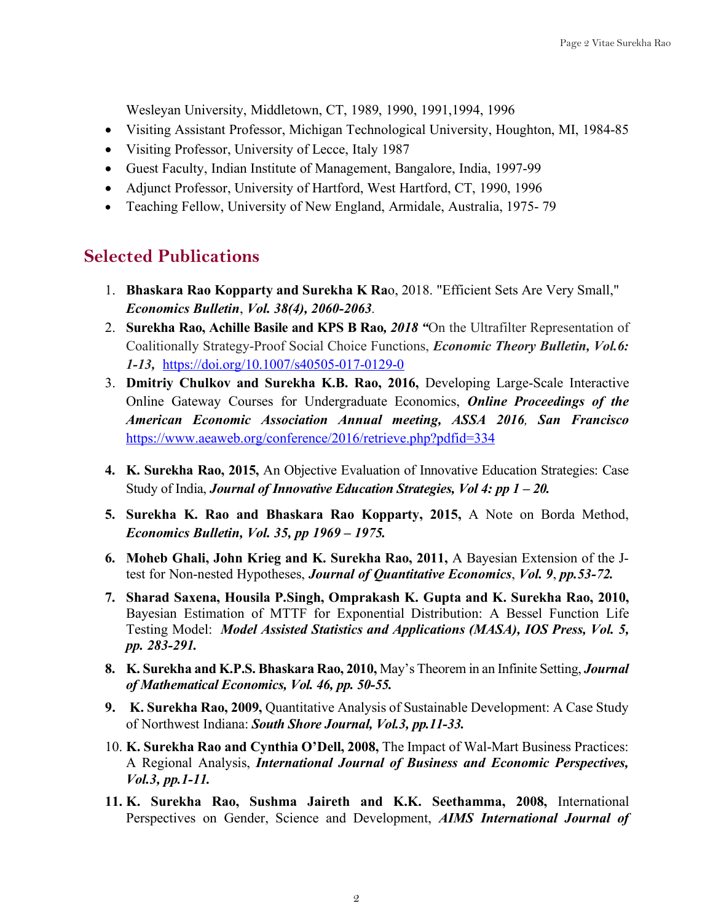Wesleyan University, Middletown, CT, 1989, 1990, 1991,1994, 1996

- Visiting Assistant Professor, Michigan Technological University, Houghton, MI, 1984-85
- Visiting Professor, University of Lecce, Italy 1987
- Guest Faculty, Indian Institute of Management, Bangalore, India, 1997-99
- Adjunct Professor, University of Hartford, West Hartford, CT, 1990, 1996
- Teaching Fellow, University of New England, Armidale, Australia, 1975- 79

## Selected Publications

1. **Bhaskara Rao Kopparty and Surekha K Ra**o, 2018. "Efficient Sets Are Very Small," ***Economics Bulletin***, ***Vol. 38(4), 2060-2063***.
2. **Surekha Rao, Achille Basile and KPS B Rao***, 2018 "*On the Ultrafilter Representation of Coalitionally Strategy-Proof Social Choice Functions, ***Economic Theory Bulletin, Vol.6: 1-13,*** https://doi.org/10.1007/s40505-017-0129-0
3. **Dmitriy Chulkov and Surekha K.B. Rao, 2016,** Developing Large-Scale Interactive Online Gateway Courses for Undergraduate Economics, ***Online Proceedings of the American Economic Association Annual meeting, ASSA 2016**, **San Francisco*** https://www.aeaweb.org/conference/2016/retrieve.php?pdfid=334
4. **K. Surekha Rao, 2015,** An Objective Evaluation of Innovative Education Strategies: Case Study of India, ***Journal of Innovative Education Strategies, Vol 4: pp 1 – 20.***
5. **Surekha K. Rao and Bhaskara Rao Kopparty, 2015,** A Note on Borda Method, ***Economics Bulletin, Vol. 35, pp 1969 – 1975.***
6. **Moheb Ghali, John Krieg and K. Surekha Rao, 2011,** A Bayesian Extension of the J-test for Non-nested Hypotheses, ***Journal of Quantitative Economics***, ***Vol. 9***, ***pp.53-72.***
7. **Sharad Saxena, Housila P.Singh, Omprakash K. Gupta and K. Surekha Rao, 2010,** Bayesian Estimation of MTTF for Exponential Distribution: A Bessel Function Life Testing Model: ***Model Assisted Statistics and Applications (MASA), IOS Press, Vol. 5, pp. 283-291.***
8. **K. Surekha and K.P.S. Bhaskara Rao, 2010,** May's Theorem in an Infinite Setting, ***Journal of Mathematical Economics, Vol. 46, pp. 50-55.***
9. **K. Surekha Rao, 2009,** Quantitative Analysis of Sustainable Development: A Case Study of Northwest Indiana: ***South Shore Journal, Vol.3, pp.11-33.***
10. **K. Surekha Rao and Cynthia O'Dell, 2008,** The Impact of Wal-Mart Business Practices: A Regional Analysis, ***International Journal of Business and Economic Perspectives, Vol.3, pp.1-11.***
11. **K. Surekha Rao, Sushma Jaireth and K.K. Seethamma, 2008,** International Perspectives on Gender, Science and Development, ***AIMS International Journal of***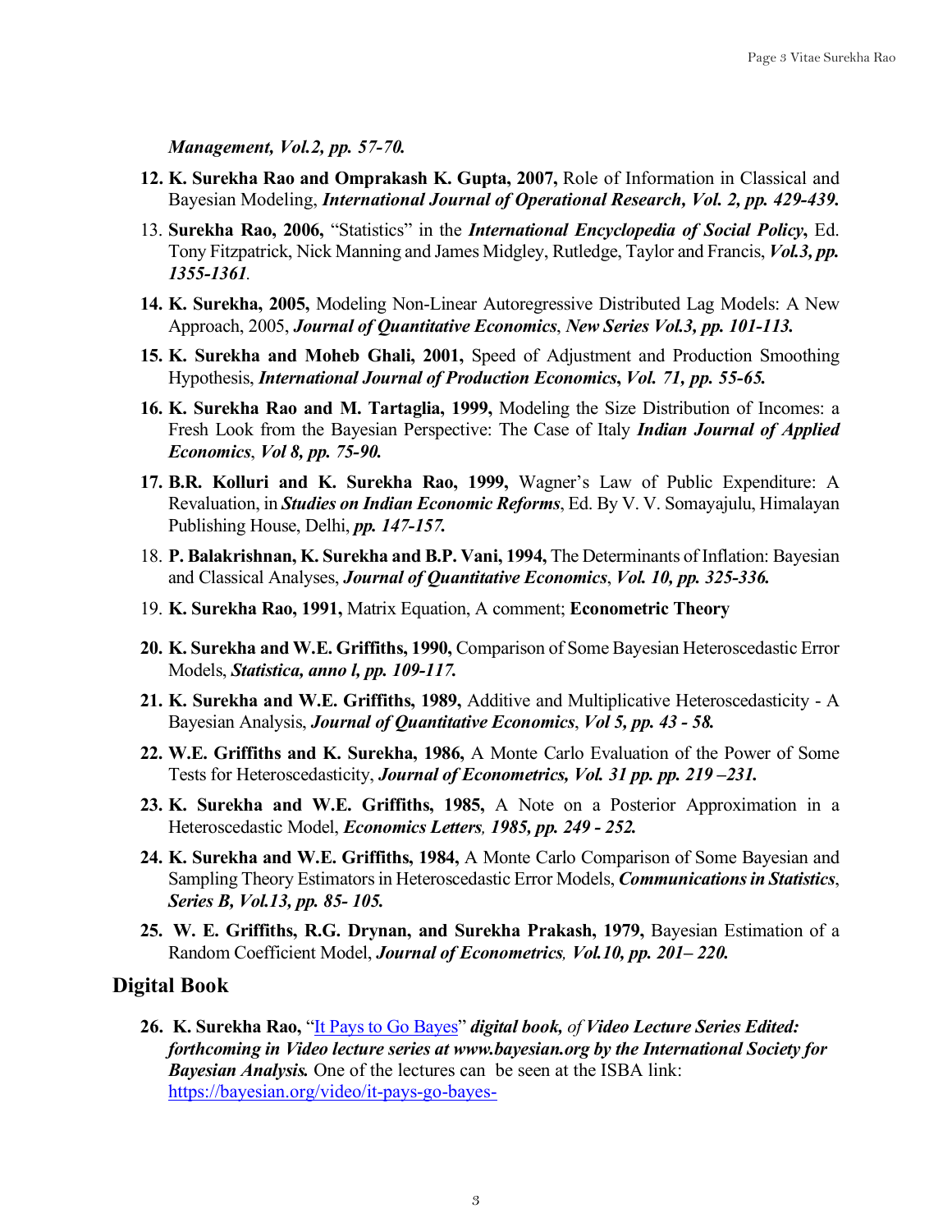***Management, Vol.2, pp. 57-70.***

12. **K. Surekha Rao and Omprakash K. Gupta, 2007,** Role of Information in Classical and Bayesian Modeling, ***International Journal of Operational Research, Vol. 2, pp. 429-439.***

13. **Surekha Rao, 2006,** "Statistics" in the ***International Encyclopedia of Social Policy***, Ed. Tony Fitzpatrick, Nick Manning and James Midgley, Rutledge, Taylor and Francis, ***Vol.3, pp. 1355-1361***.

14. **K. Surekha, 2005,** Modeling Non-Linear Autoregressive Distributed Lag Models: A New Approach, 2005, ***Journal of Quantitative Economics***, ***New Series Vol.3, pp. 101-113.***

15. **K. Surekha and Moheb Ghali, 2001,** Speed of Adjustment and Production Smoothing Hypothesis, ***International Journal of Production Economics***, ***Vol. 71, pp. 55-65.***

16. **K. Surekha Rao and M. Tartaglia, 1999,** Modeling the Size Distribution of Incomes: a Fresh Look from the Bayesian Perspective: The Case of Italy ***Indian Journal of Applied Economics***, ***Vol 8, pp. 75-90.***

17. **B.R. Kolluri and K. Surekha Rao, 1999,** Wagner's Law of Public Expenditure: A Revaluation, in ***Studies on Indian Economic Reforms***, Ed. By V. V. Somayajulu, Himalayan Publishing House, Delhi, ***pp. 147-157.***

18. **P. Balakrishnan, K. Surekha and B.P. Vani, 1994,** The Determinants of Inflation: Bayesian and Classical Analyses, ***Journal of Quantitative Economics***, ***Vol. 10, pp. 325-336.***

19. **K. Surekha Rao, 1991,** Matrix Equation, A comment; **Econometric Theory**

20. **K. Surekha and W.E. Griffiths, 1990,** Comparison of Some Bayesian Heteroscedastic Error Models, ***Statistica, anno l, pp. 109-117.***

21. **K. Surekha and W.E. Griffiths, 1989,** Additive and Multiplicative Heteroscedasticity - A Bayesian Analysis, ***Journal of Quantitative Economics***, ***Vol 5, pp. 43 - 58.***

22. **W.E. Griffiths and K. Surekha, 1986,** A Monte Carlo Evaluation of the Power of Some Tests for Heteroscedasticity, ***Journal of Econometrics, Vol. 31 pp. pp. 219 –231.***

23. **K. Surekha and W.E. Griffiths, 1985,** A Note on a Posterior Approximation in a Heteroscedastic Model, ***Economics Letters, 1985, pp. 249 - 252.***

24. **K. Surekha and W.E. Griffiths, 1984,** A Monte Carlo Comparison of Some Bayesian and Sampling Theory Estimators in Heteroscedastic Error Models, ***Communications in Statistics***, ***Series B, Vol.13, pp. 85- 105.***

25. **W. E. Griffiths, R.G. Drynan, and Surekha Prakash, 1979,** Bayesian Estimation of a Random Coefficient Model, ***Journal of Econometrics, Vol.10, pp. 201– 220.***

## Digital Book

26. **K. Surekha Rao,** "[It Pays to Go Bayes](https://bayesian.org/video/it-pays-go-bayes-)" ***digital book,*** *of* ***Video Lecture Series Edited: forthcoming in Video lecture series at www.bayesian.org by the International Society for Bayesian Analysis.*** One of the lectures can be seen at the ISBA link: https://bayesian.org/video/it-pays-go-bayes-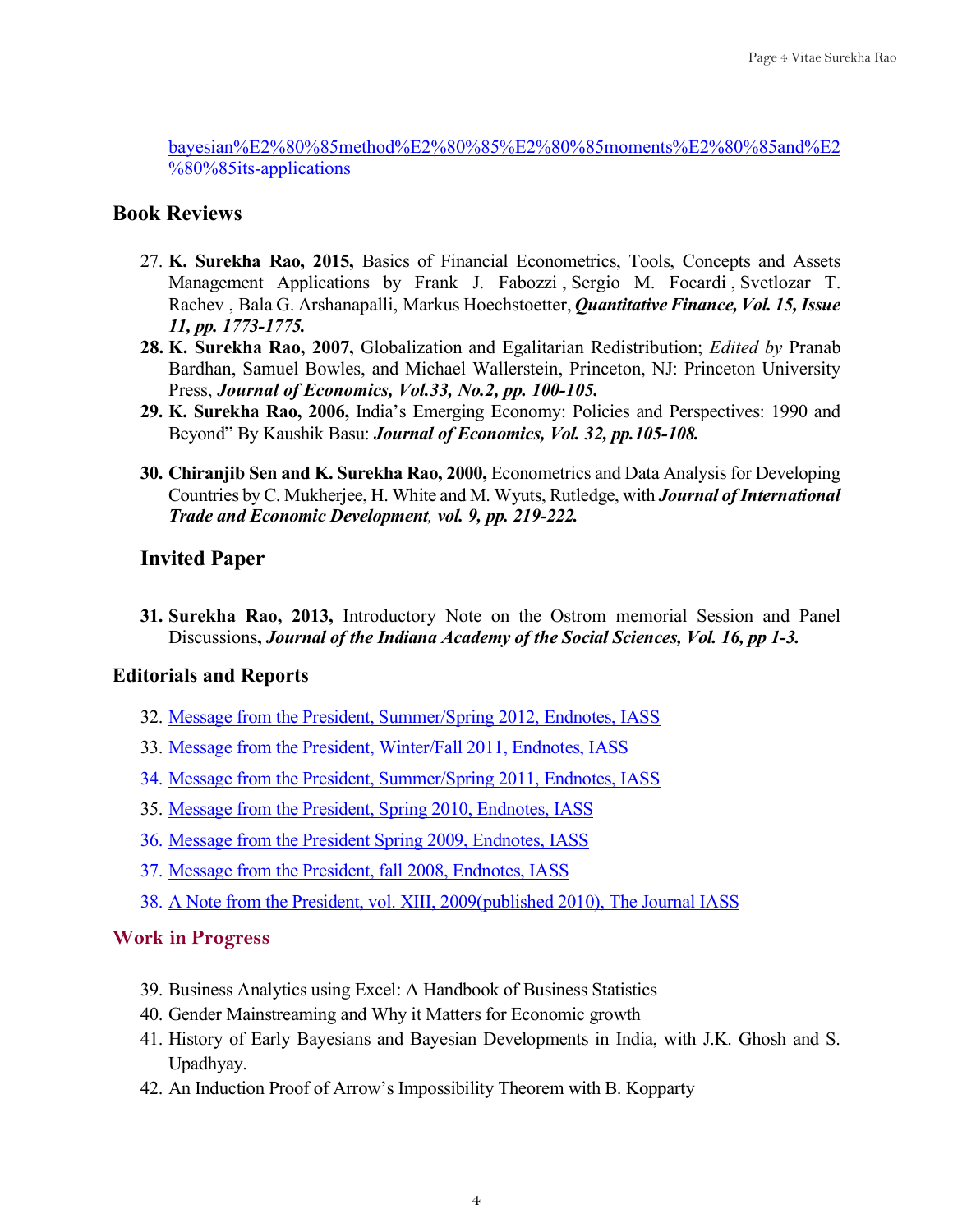bayesian%E2%80%85method%E2%80%85%E2%80%85moments%E2%80%85and%E2%80%85its-applications

## Book Reviews

27. **K. Surekha Rao, 2015,** Basics of Financial Econometrics, Tools, Concepts and Assets Management Applications by Frank J. Fabozzi , Sergio M. Focardi , Svetlozar T. Rachev , Bala G. Arshanapalli, Markus Hoechstoetter, ***Quantitative Finance, Vol. 15, Issue 11, pp. 1773-1775.***
28. **K. Surekha Rao, 2007,** Globalization and Egalitarian Redistribution; *Edited by* Pranab Bardhan, Samuel Bowles, and Michael Wallerstein, Princeton, NJ: Princeton University Press, ***Journal of Economics, Vol.33, No.2, pp. 100-105.***
29. **K. Surekha Rao, 2006,** India's Emerging Economy: Policies and Perspectives: 1990 and Beyond" By Kaushik Basu: ***Journal of Economics, Vol. 32, pp.105-108.***
30. **Chiranjib Sen and K. Surekha Rao, 2000,** Econometrics and Data Analysis for Developing Countries by C. Mukherjee, H. White and M. Wyuts, Rutledge, with ***Journal of International Trade and Economic Development**, **vol. 9, pp. 219-222.***

## Invited Paper

31. **Surekha Rao, 2013,** Introductory Note on the Ostrom memorial Session and Panel Discussions**,** ***Journal of the Indiana Academy of the Social Sciences, Vol. 16, pp 1-3.***

## Editorials and Reports

32. Message from the President, Summer/Spring 2012, Endnotes, IASS
33. Message from the President, Winter/Fall 2011, Endnotes, IASS
34. Message from the President, Summer/Spring 2011, Endnotes, IASS
35. Message from the President, Spring 2010, Endnotes, IASS
36. Message from the President Spring 2009, Endnotes, IASS
37. Message from the President, fall 2008, Endnotes, IASS
38. A Note from the President, vol. XIII, 2009(published 2010), The Journal IASS

## Work in Progress

39. Business Analytics using Excel: A Handbook of Business Statistics
40. Gender Mainstreaming and Why it Matters for Economic growth
41. History of Early Bayesians and Bayesian Developments in India, with J.K. Ghosh and S. Upadhyay.
42. An Induction Proof of Arrow's Impossibility Theorem with B. Kopparty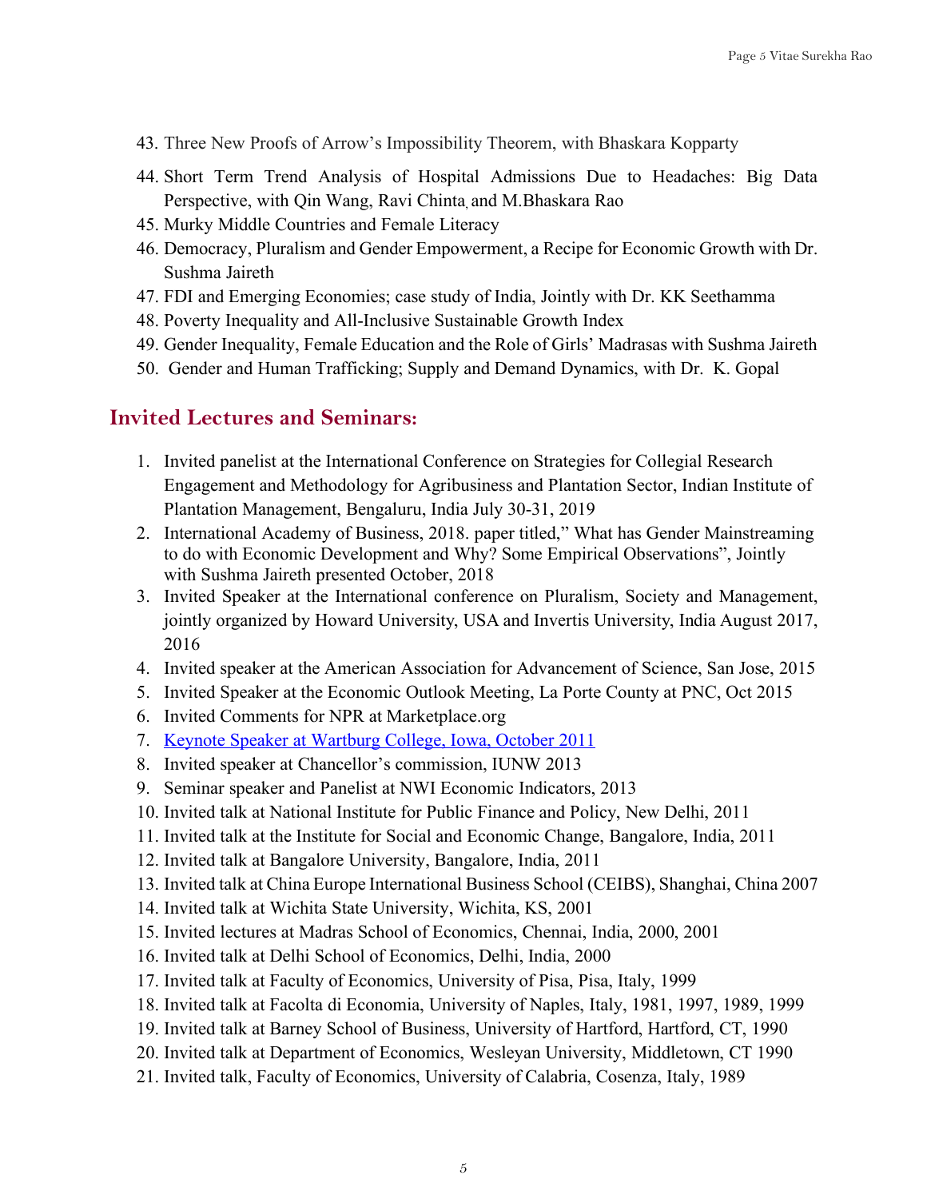43. Three New Proofs of Arrow's Impossibility Theorem, with Bhaskara Kopparty
44. Short Term Trend Analysis of Hospital Admissions Due to Headaches: Big Data Perspective, with Qin Wang, Ravi Chinta, and M.Bhaskara Rao
45. Murky Middle Countries and Female Literacy
46. Democracy, Pluralism and Gender Empowerment, a Recipe for Economic Growth with Dr. Sushma Jaireth
47. FDI and Emerging Economies; case study of India, Jointly with Dr. KK Seethamma
48. Poverty Inequality and All-Inclusive Sustainable Growth Index
49. Gender Inequality, Female Education and the Role of Girls' Madrasas with Sushma Jaireth
50. Gender and Human Trafficking; Supply and Demand Dynamics, with Dr. K. Gopal

## Invited Lectures and Seminars:

1. Invited panelist at the International Conference on Strategies for Collegial Research Engagement and Methodology for Agribusiness and Plantation Sector, Indian Institute of Plantation Management, Bengaluru, India July 30-31, 2019
2. International Academy of Business, 2018. paper titled," What has Gender Mainstreaming to do with Economic Development and Why? Some Empirical Observations", Jointly with Sushma Jaireth presented October, 2018
3. Invited Speaker at the International conference on Pluralism, Society and Management, jointly organized by Howard University, USA and Invertis University, India August 2017, 2016
4. Invited speaker at the American Association for Advancement of Science, San Jose, 2015
5. Invited Speaker at the Economic Outlook Meeting, La Porte County at PNC, Oct 2015
6. Invited Comments for NPR at Marketplace.org
7. Keynote Speaker at Wartburg College, Iowa, October 2011
8. Invited speaker at Chancellor's commission, IUNW 2013
9. Seminar speaker and Panelist at NWI Economic Indicators, 2013
10. Invited talk at National Institute for Public Finance and Policy, New Delhi, 2011
11. Invited talk at the Institute for Social and Economic Change, Bangalore, India, 2011
12. Invited talk at Bangalore University, Bangalore, India, 2011
13. Invited talk at China Europe International Business School (CEIBS), Shanghai, China 2007
14. Invited talk at Wichita State University, Wichita, KS, 2001
15. Invited lectures at Madras School of Economics, Chennai, India, 2000, 2001
16. Invited talk at Delhi School of Economics, Delhi, India, 2000
17. Invited talk at Faculty of Economics, University of Pisa, Pisa, Italy, 1999
18. Invited talk at Facolta di Economia, University of Naples, Italy, 1981, 1997, 1989, 1999
19. Invited talk at Barney School of Business, University of Hartford, Hartford, CT, 1990
20. Invited talk at Department of Economics, Wesleyan University, Middletown, CT 1990
21. Invited talk, Faculty of Economics, University of Calabria, Cosenza, Italy, 1989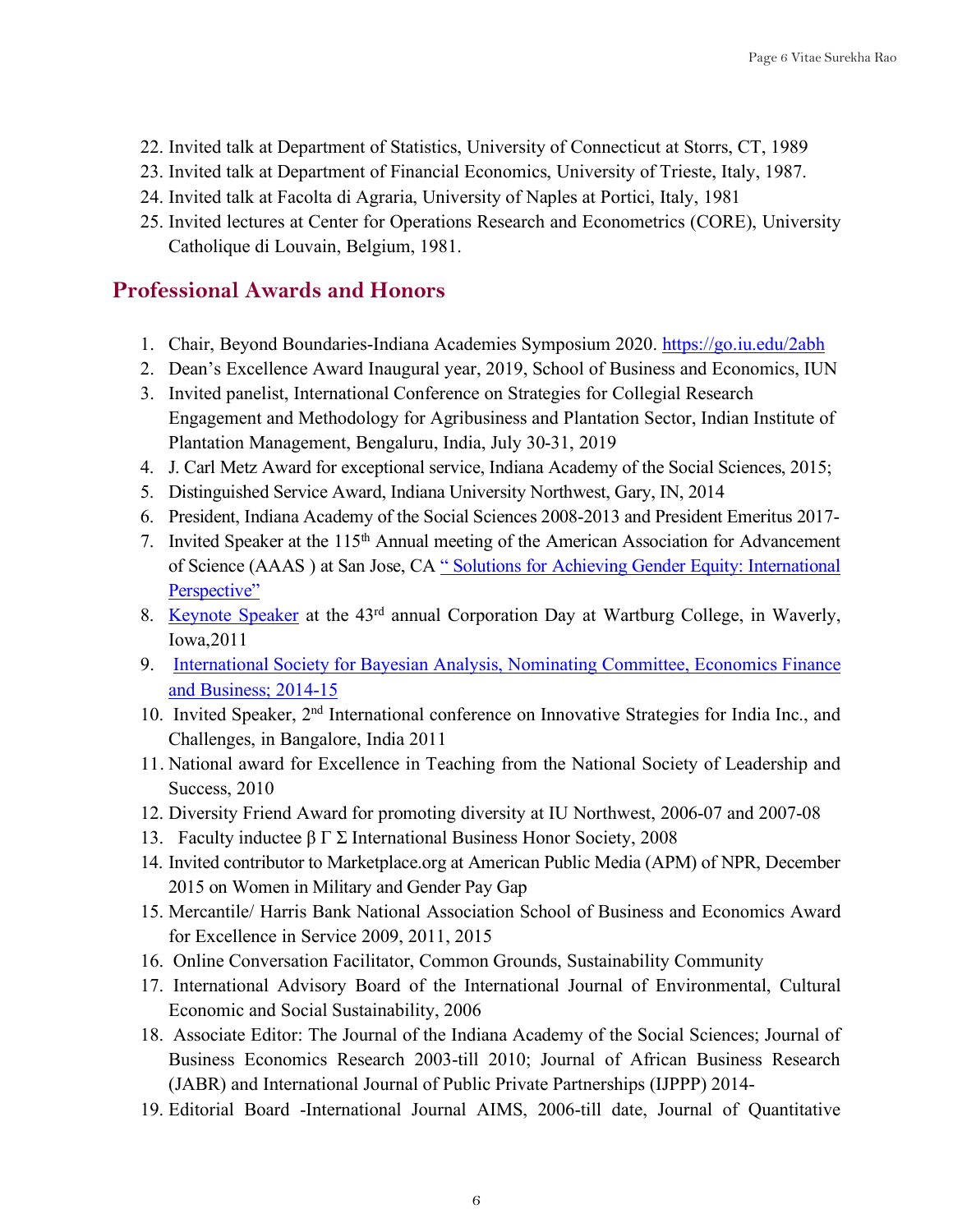22. Invited talk at Department of Statistics, University of Connecticut at Storrs, CT, 1989
23. Invited talk at Department of Financial Economics, University of Trieste, Italy, 1987.
24. Invited talk at Facolta di Agraria, University of Naples at Portici, Italy, 1981
25. Invited lectures at Center for Operations Research and Econometrics (CORE), University Catholique di Louvain, Belgium, 1981.

## Professional Awards and Honors

1. Chair, Beyond Boundaries-Indiana Academies Symposium 2020. https://go.iu.edu/2abh
2. Dean's Excellence Award Inaugural year, 2019, School of Business and Economics, IUN
3. Invited panelist, International Conference on Strategies for Collegial Research Engagement and Methodology for Agribusiness and Plantation Sector, Indian Institute of Plantation Management, Bengaluru, India, July 30-31, 2019
4. J. Carl Metz Award for exceptional service, Indiana Academy of the Social Sciences, 2015;
5. Distinguished Service Award, Indiana University Northwest, Gary, IN, 2014
6. President, Indiana Academy of the Social Sciences 2008-2013 and President Emeritus 2017-
7. Invited Speaker at the 115th Annual meeting of the American Association for Advancement of Science (AAAS ) at San Jose, CA " Solutions for Achieving Gender Equity: International Perspective"
8. Keynote Speaker at the 43rd annual Corporation Day at Wartburg College, in Waverly, Iowa,2011
9. International Society for Bayesian Analysis, Nominating Committee, Economics Finance and Business; 2014-15
10. Invited Speaker, 2nd International conference on Innovative Strategies for India Inc., and Challenges, in Bangalore, India 2011
11. National award for Excellence in Teaching from the National Society of Leadership and Success, 2010
12. Diversity Friend Award for promoting diversity at IU Northwest, 2006-07 and 2007-08
13. Faculty inductee β Γ Σ International Business Honor Society, 2008
14. Invited contributor to Marketplace.org at American Public Media (APM) of NPR, December 2015 on Women in Military and Gender Pay Gap
15. Mercantile/ Harris Bank National Association School of Business and Economics Award for Excellence in Service 2009, 2011, 2015
16. Online Conversation Facilitator, Common Grounds, Sustainability Community
17. International Advisory Board of the International Journal of Environmental, Cultural Economic and Social Sustainability, 2006
18. Associate Editor: The Journal of the Indiana Academy of the Social Sciences; Journal of Business Economics Research 2003-till 2010; Journal of African Business Research (JABR) and International Journal of Public Private Partnerships (IJPPP) 2014-
19. Editorial Board -International Journal AIMS, 2006-till date, Journal of Quantitative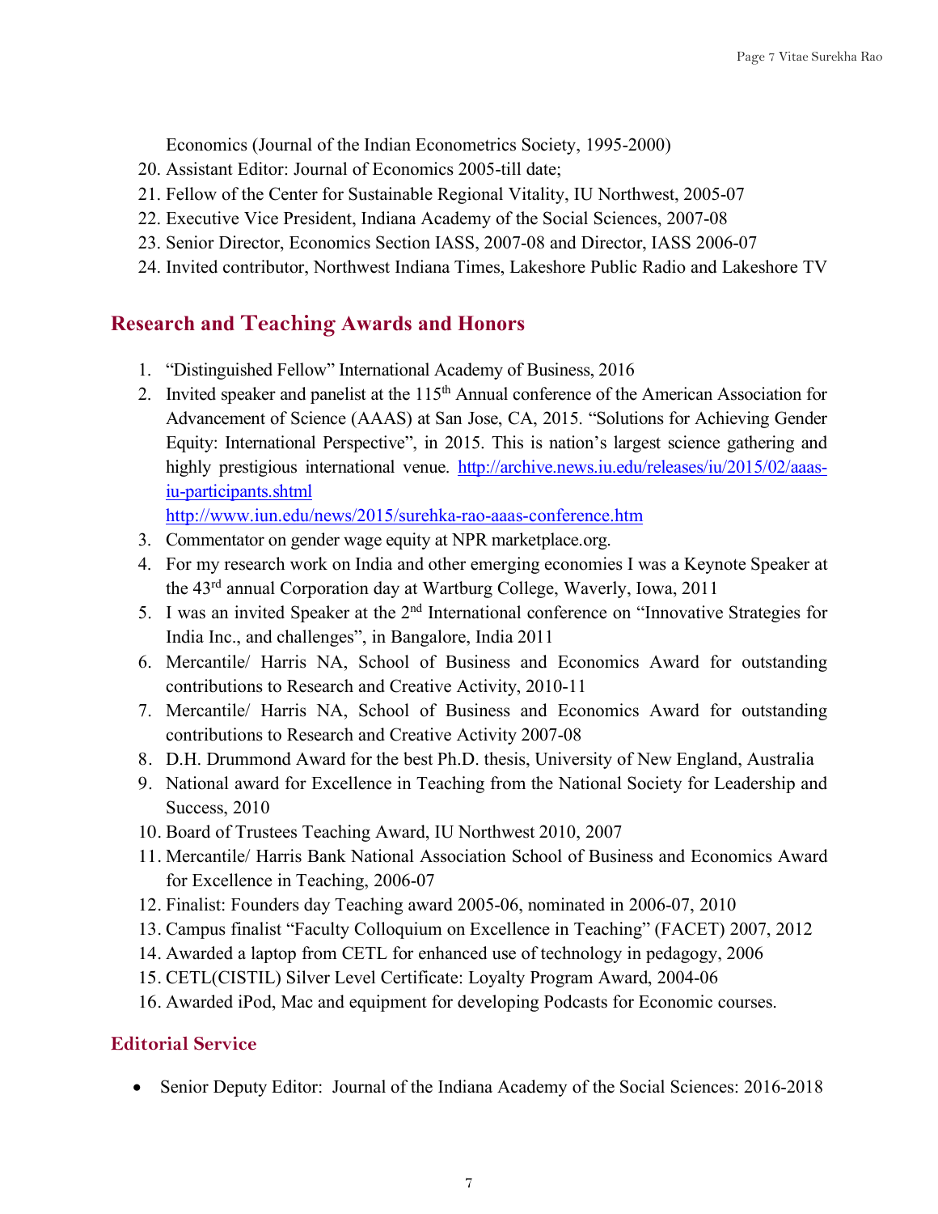Economics (Journal of the Indian Econometrics Society, 1995-2000)

20. Assistant Editor: Journal of Economics 2005-till date;
21. Fellow of the Center for Sustainable Regional Vitality, IU Northwest, 2005-07
22. Executive Vice President, Indiana Academy of the Social Sciences, 2007-08
23. Senior Director, Economics Section IASS, 2007-08 and Director, IASS 2006-07
24. Invited contributor, Northwest Indiana Times, Lakeshore Public Radio and Lakeshore TV

## Research and Teaching Awards and Honors

1. "Distinguished Fellow" International Academy of Business, 2016
2. Invited speaker and panelist at the 115th Annual conference of the American Association for Advancement of Science (AAAS) at San Jose, CA, 2015. "Solutions for Achieving Gender Equity: International Perspective", in 2015. This is nation's largest science gathering and highly prestigious international venue. http://archive.news.iu.edu/releases/iu/2015/02/aaas-iu-participants.shtml
   http://www.iun.edu/news/2015/surehka-rao-aaas-conference.htm
3. Commentator on gender wage equity at NPR marketplace.org.
4. For my research work on India and other emerging economies I was a Keynote Speaker at the 43rd annual Corporation day at Wartburg College, Waverly, Iowa, 2011
5. I was an invited Speaker at the 2nd International conference on "Innovative Strategies for India Inc., and challenges", in Bangalore, India 2011
6. Mercantile/ Harris NA, School of Business and Economics Award for outstanding contributions to Research and Creative Activity, 2010-11
7. Mercantile/ Harris NA, School of Business and Economics Award for outstanding contributions to Research and Creative Activity 2007-08
8. D.H. Drummond Award for the best Ph.D. thesis, University of New England, Australia
9. National award for Excellence in Teaching from the National Society for Leadership and Success, 2010
10. Board of Trustees Teaching Award, IU Northwest 2010, 2007
11. Mercantile/ Harris Bank National Association School of Business and Economics Award for Excellence in Teaching, 2006-07
12. Finalist: Founders day Teaching award 2005-06, nominated in 2006-07, 2010
13. Campus finalist "Faculty Colloquium on Excellence in Teaching" (FACET) 2007, 2012
14. Awarded a laptop from CETL for enhanced use of technology in pedagogy, 2006
15. CETL(CISTIL) Silver Level Certificate: Loyalty Program Award, 2004-06
16. Awarded iPod, Mac and equipment for developing Podcasts for Economic courses.

### Editorial Service

- Senior Deputy Editor: Journal of the Indiana Academy of the Social Sciences: 2016-2018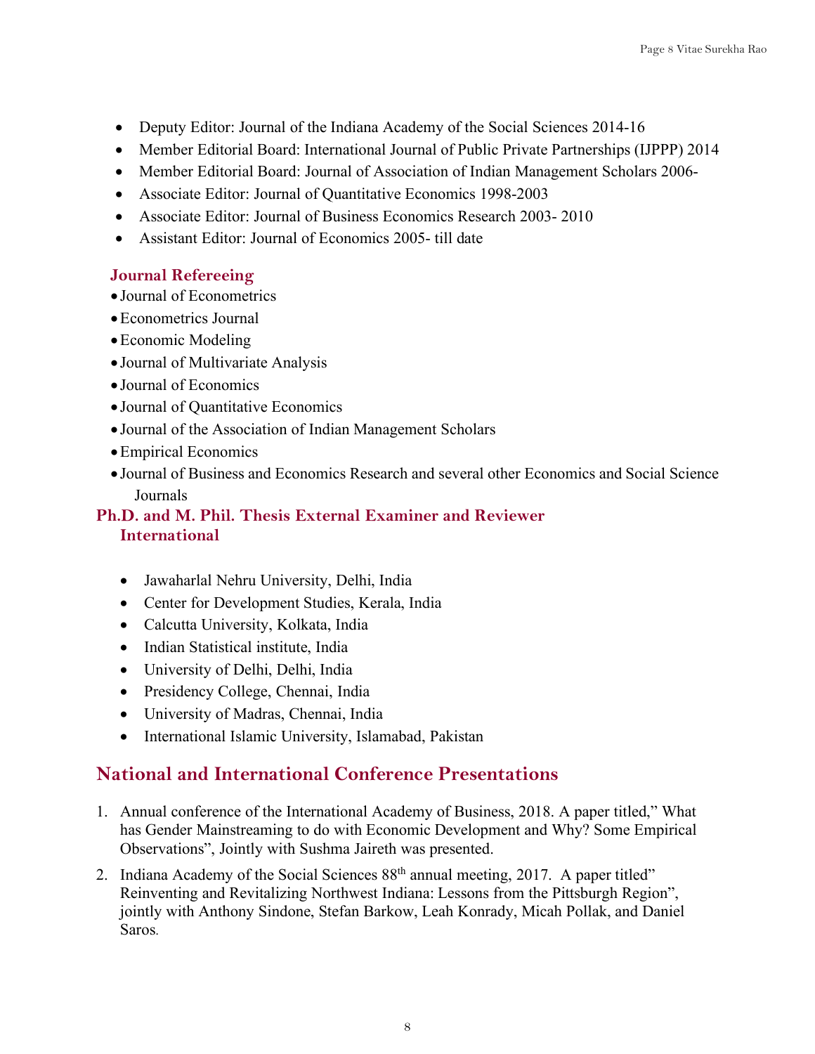- Deputy Editor: Journal of the Indiana Academy of the Social Sciences 2014-16
- Member Editorial Board: International Journal of Public Private Partnerships (IJPPP) 2014
- Member Editorial Board: Journal of Association of Indian Management Scholars 2006-
- Associate Editor: Journal of Quantitative Economics 1998-2003
- Associate Editor: Journal of Business Economics Research 2003- 2010
- Assistant Editor: Journal of Economics 2005- till date

### Journal Refereeing

- Journal of Econometrics
- Econometrics Journal
- Economic Modeling
- Journal of Multivariate Analysis
- Journal of Economics
- Journal of Quantitative Economics
- Journal of the Association of Indian Management Scholars
- Empirical Economics
- Journal of Business and Economics Research and several other Economics and Social Science Journals

### Ph.D. and M. Phil. Thesis External Examiner and Reviewer

### International

- Jawaharlal Nehru University, Delhi, India
- Center for Development Studies, Kerala, India
- Calcutta University, Kolkata, India
- Indian Statistical institute, India
- University of Delhi, Delhi, India
- Presidency College, Chennai, India
- University of Madras, Chennai, India
- International Islamic University, Islamabad, Pakistan

## National and International Conference Presentations

1. Annual conference of the International Academy of Business, 2018. A paper titled," What has Gender Mainstreaming to do with Economic Development and Why? Some Empirical Observations", Jointly with Sushma Jaireth was presented.
2. Indiana Academy of the Social Sciences 88th annual meeting, 2017. A paper titled" Reinventing and Revitalizing Northwest Indiana: Lessons from the Pittsburgh Region", jointly with Anthony Sindone, Stefan Barkow, Leah Konrady, Micah Pollak, and Daniel Saros.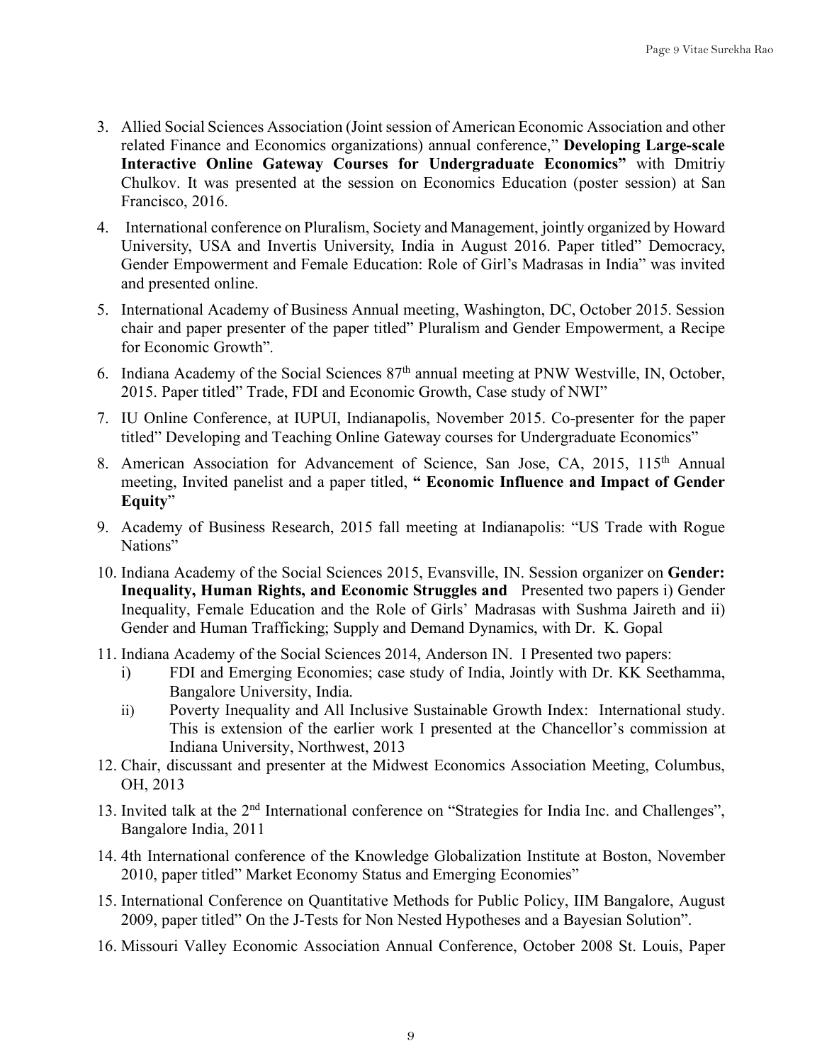3. Allied Social Sciences Association (Joint session of American Economic Association and other related Finance and Economics organizations) annual conference," **Developing Large-scale Interactive Online Gateway Courses for Undergraduate Economics"** with Dmitriy Chulkov. It was presented at the session on Economics Education (poster session) at San Francisco, 2016.

4. International conference on Pluralism, Society and Management, jointly organized by Howard University, USA and Invertis University, India in August 2016. Paper titled" Democracy, Gender Empowerment and Female Education: Role of Girl's Madrasas in India" was invited and presented online.

5. International Academy of Business Annual meeting, Washington, DC, October 2015. Session chair and paper presenter of the paper titled" Pluralism and Gender Empowerment, a Recipe for Economic Growth".

6. Indiana Academy of the Social Sciences 87th annual meeting at PNW Westville, IN, October, 2015. Paper titled" Trade, FDI and Economic Growth, Case study of NWI"

7. IU Online Conference, at IUPUI, Indianapolis, November 2015. Co-presenter for the paper titled" Developing and Teaching Online Gateway courses for Undergraduate Economics"

8. American Association for Advancement of Science, San Jose, CA, 2015, 115th Annual meeting, Invited panelist and a paper titled, **" Economic Influence and Impact of Gender Equity**"

9. Academy of Business Research, 2015 fall meeting at Indianapolis: "US Trade with Rogue Nations"

10. Indiana Academy of the Social Sciences 2015, Evansville, IN. Session organizer on **Gender: Inequality, Human Rights, and Economic Struggles and** Presented two papers i) Gender Inequality, Female Education and the Role of Girls' Madrasas with Sushma Jaireth and ii) Gender and Human Trafficking; Supply and Demand Dynamics, with Dr. K. Gopal

11. Indiana Academy of the Social Sciences 2014, Anderson IN. I Presented two papers:
    i) FDI and Emerging Economies; case study of India, Jointly with Dr. KK Seethamma, Bangalore University, India.
    ii) Poverty Inequality and All Inclusive Sustainable Growth Index: International study. This is extension of the earlier work I presented at the Chancellor's commission at Indiana University, Northwest, 2013

12. Chair, discussant and presenter at the Midwest Economics Association Meeting, Columbus, OH, 2013

13. Invited talk at the 2nd International conference on "Strategies for India Inc. and Challenges", Bangalore India, 2011

14. 4th International conference of the Knowledge Globalization Institute at Boston, November 2010, paper titled" Market Economy Status and Emerging Economies"

15. International Conference on Quantitative Methods for Public Policy, IIM Bangalore, August 2009, paper titled" On the J-Tests for Non Nested Hypotheses and a Bayesian Solution".

16. Missouri Valley Economic Association Annual Conference, October 2008 St. Louis, Paper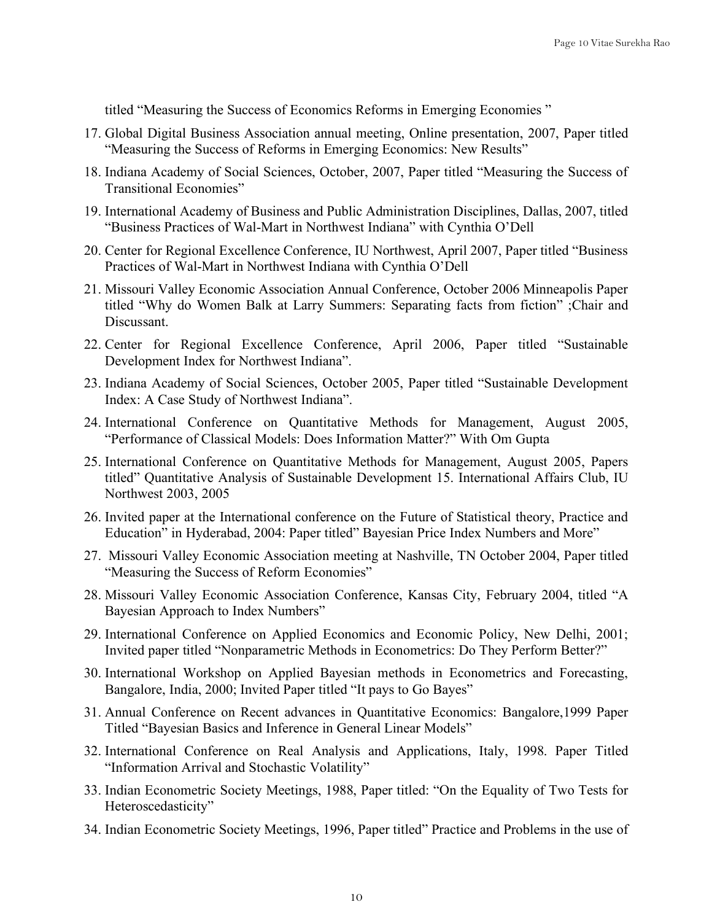titled “Measuring the Success of Economics Reforms in Emerging Economies ”

17. Global Digital Business Association annual meeting, Online presentation, 2007, Paper titled “Measuring the Success of Reforms in Emerging Economics: New Results”
18. Indiana Academy of Social Sciences, October, 2007, Paper titled “Measuring the Success of Transitional Economies”
19. International Academy of Business and Public Administration Disciplines, Dallas, 2007, titled “Business Practices of Wal-Mart in Northwest Indiana” with Cynthia O’Dell
20. Center for Regional Excellence Conference, IU Northwest, April 2007, Paper titled “Business Practices of Wal-Mart in Northwest Indiana with Cynthia O’Dell
21. Missouri Valley Economic Association Annual Conference, October 2006 Minneapolis Paper titled “Why do Women Balk at Larry Summers: Separating facts from fiction” ;Chair and Discussant.
22. Center for Regional Excellence Conference, April 2006, Paper titled “Sustainable Development Index for Northwest Indiana”.
23. Indiana Academy of Social Sciences, October 2005, Paper titled “Sustainable Development Index: A Case Study of Northwest Indiana”.
24. International Conference on Quantitative Methods for Management, August 2005, “Performance of Classical Models: Does Information Matter?” With Om Gupta
25. International Conference on Quantitative Methods for Management, August 2005, Papers titled” Quantitative Analysis of Sustainable Development 15. International Affairs Club, IU Northwest 2003, 2005
26. Invited paper at the International conference on the Future of Statistical theory, Practice and Education” in Hyderabad, 2004: Paper titled” Bayesian Price Index Numbers and More”
27. Missouri Valley Economic Association meeting at Nashville, TN October 2004, Paper titled “Measuring the Success of Reform Economies”
28. Missouri Valley Economic Association Conference, Kansas City, February 2004, titled “A Bayesian Approach to Index Numbers”
29. International Conference on Applied Economics and Economic Policy, New Delhi, 2001; Invited paper titled “Nonparametric Methods in Econometrics: Do They Perform Better?”
30. International Workshop on Applied Bayesian methods in Econometrics and Forecasting, Bangalore, India, 2000; Invited Paper titled “It pays to Go Bayes”
31. Annual Conference on Recent advances in Quantitative Economics: Bangalore,1999 Paper Titled “Bayesian Basics and Inference in General Linear Models”
32. International Conference on Real Analysis and Applications, Italy, 1998. Paper Titled “Information Arrival and Stochastic Volatility”
33. Indian Econometric Society Meetings, 1988, Paper titled: “On the Equality of Two Tests for Heteroscedasticity”
34. Indian Econometric Society Meetings, 1996, Paper titled” Practice and Problems in the use of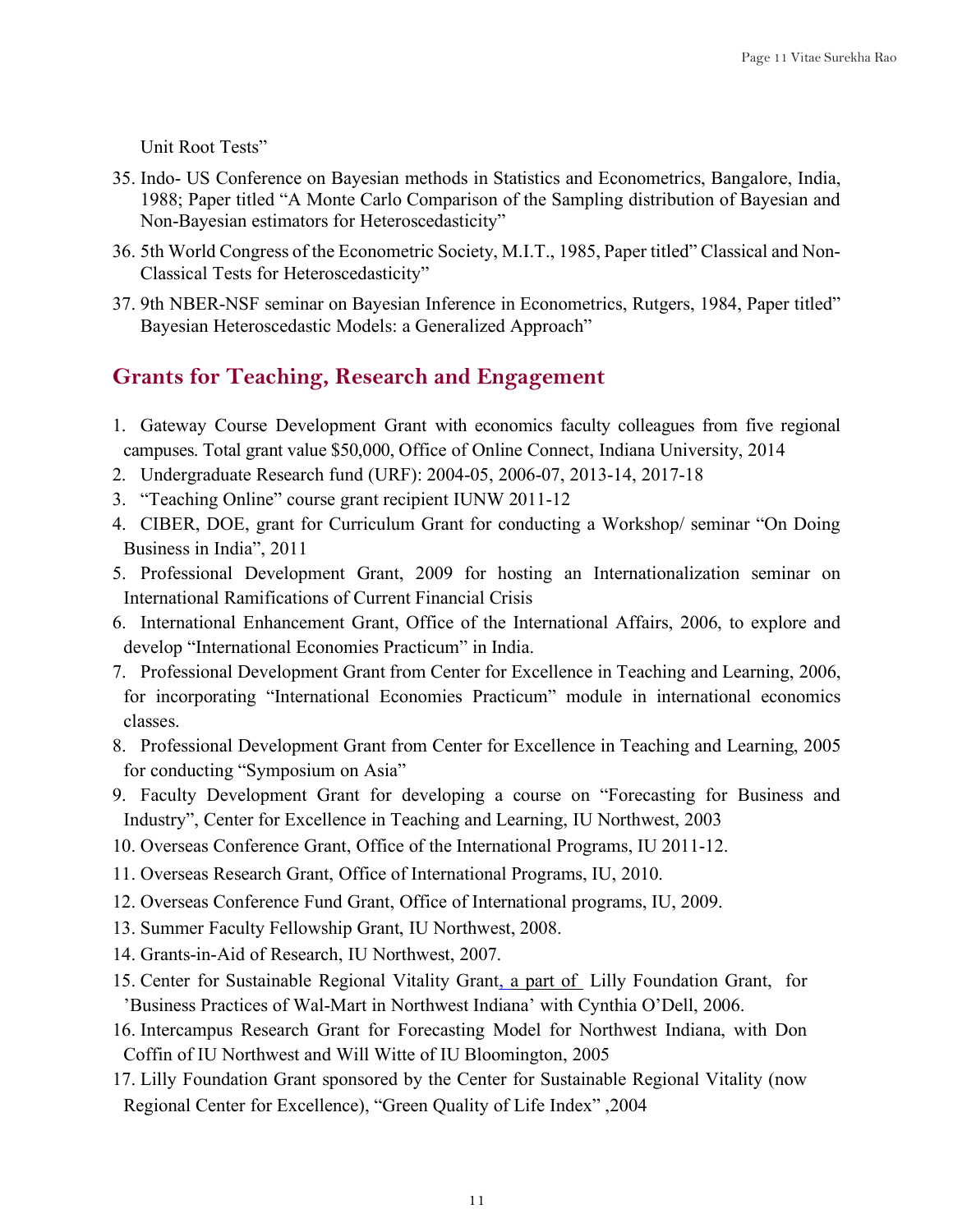Unit Root Tests"

35. Indo- US Conference on Bayesian methods in Statistics and Econometrics, Bangalore, India, 1988; Paper titled "A Monte Carlo Comparison of the Sampling distribution of Bayesian and Non-Bayesian estimators for Heteroscedasticity"
36. 5th World Congress of the Econometric Society, M.I.T., 1985, Paper titled" Classical and Non-Classical Tests for Heteroscedasticity"
37. 9th NBER-NSF seminar on Bayesian Inference in Econometrics, Rutgers, 1984, Paper titled" Bayesian Heteroscedastic Models: a Generalized Approach"

## Grants for Teaching, Research and Engagement

1. Gateway Course Development Grant with economics faculty colleagues from five regional campuses. Total grant value $50,000, Office of Online Connect, Indiana University, 2014
2. Undergraduate Research fund (URF): 2004-05, 2006-07, 2013-14, 2017-18
3. "Teaching Online" course grant recipient IUNW 2011-12
4. CIBER, DOE, grant for Curriculum Grant for conducting a Workshop/ seminar "On Doing Business in India", 2011
5. Professional Development Grant, 2009 for hosting an Internationalization seminar on International Ramifications of Current Financial Crisis
6. International Enhancement Grant, Office of the International Affairs, 2006, to explore and develop "International Economies Practicum" in India.
7. Professional Development Grant from Center for Excellence in Teaching and Learning, 2006, for incorporating "International Economies Practicum" module in international economics classes.
8. Professional Development Grant from Center for Excellence in Teaching and Learning, 2005 for conducting "Symposium on Asia"
9. Faculty Development Grant for developing a course on "Forecasting for Business and Industry", Center for Excellence in Teaching and Learning, IU Northwest, 2003
10. Overseas Conference Grant, Office of the International Programs, IU 2011-12.
11. Overseas Research Grant, Office of International Programs, IU, 2010.
12. Overseas Conference Fund Grant, Office of International programs, IU, 2009.
13. Summer Faculty Fellowship Grant, IU Northwest, 2008.
14. Grants-in-Aid of Research, IU Northwest, 2007.
15. Center for Sustainable Regional Vitality Grant, a part of Lilly Foundation Grant, for 'Business Practices of Wal-Mart in Northwest Indiana' with Cynthia O'Dell, 2006.
16. Intercampus Research Grant for Forecasting Model for Northwest Indiana, with Don Coffin of IU Northwest and Will Witte of IU Bloomington, 2005
17. Lilly Foundation Grant sponsored by the Center for Sustainable Regional Vitality (now Regional Center for Excellence), "Green Quality of Life Index" ,2004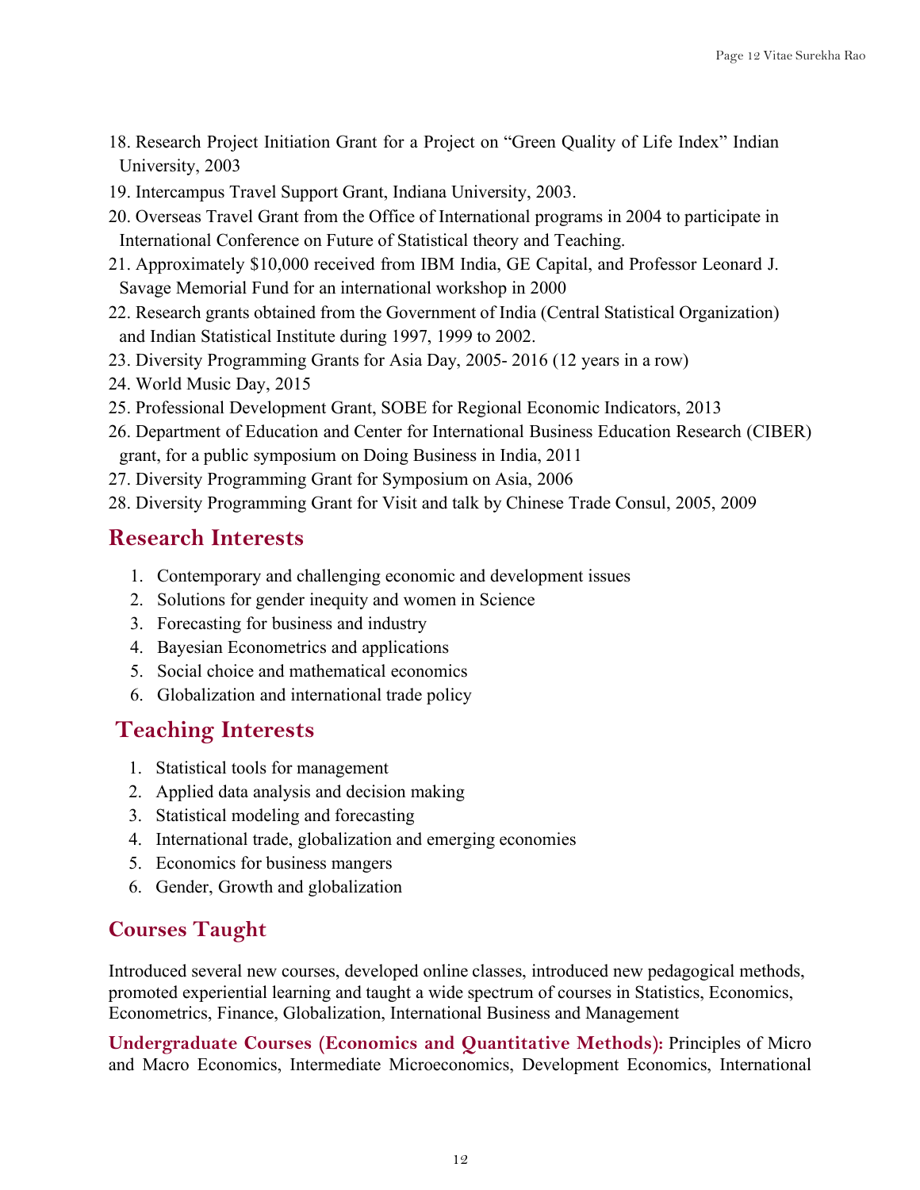18. Research Project Initiation Grant for a Project on “Green Quality of Life Index” Indian University, 2003
19. Intercampus Travel Support Grant, Indiana University, 2003.
20. Overseas Travel Grant from the Office of International programs in 2004 to participate in International Conference on Future of Statistical theory and Teaching.
21. Approximately $10,000 received from IBM India, GE Capital, and Professor Leonard J. Savage Memorial Fund for an international workshop in 2000
22. Research grants obtained from the Government of India (Central Statistical Organization) and Indian Statistical Institute during 1997, 1999 to 2002.
23. Diversity Programming Grants for Asia Day, 2005- 2016 (12 years in a row)
24. World Music Day, 2015
25. Professional Development Grant, SOBE for Regional Economic Indicators, 2013
26. Department of Education and Center for International Business Education Research (CIBER) grant, for a public symposium on Doing Business in India, 2011
27. Diversity Programming Grant for Symposium on Asia, 2006
28. Diversity Programming Grant for Visit and talk by Chinese Trade Consul, 2005, 2009

## Research Interests

1. Contemporary and challenging economic and development issues
2. Solutions for gender inequity and women in Science
3. Forecasting for business and industry
4. Bayesian Econometrics and applications
5. Social choice and mathematical economics
6. Globalization and international trade policy

## Teaching Interests

1. Statistical tools for management
2. Applied data analysis and decision making
3. Statistical modeling and forecasting
4. International trade, globalization and emerging economies
5. Economics for business mangers
6. Gender, Growth and globalization

## Courses Taught

Introduced several new courses, developed online classes, introduced new pedagogical methods, promoted experiential learning and taught a wide spectrum of courses in Statistics, Economics, Econometrics, Finance, Globalization, International Business and Management

**Undergraduate Courses (Economics and Quantitative Methods):** Principles of Micro and Macro Economics, Intermediate Microeconomics, Development Economics, International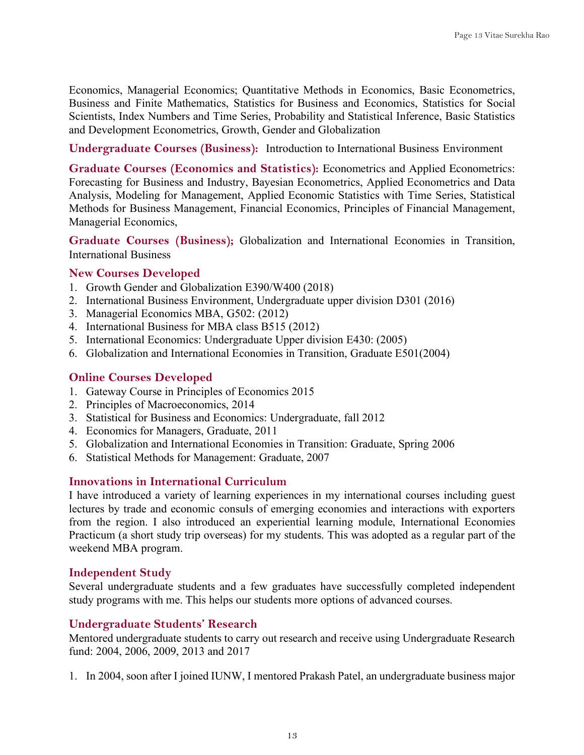Economics, Managerial Economics; Quantitative Methods in Economics, Basic Econometrics, Business and Finite Mathematics, Statistics for Business and Economics, Statistics for Social Scientists, Index Numbers and Time Series, Probability and Statistical Inference, Basic Statistics and Development Econometrics, Growth, Gender and Globalization

**Undergraduate Courses (Business):** Introduction to International Business Environment

**Graduate Courses (Economics and Statistics):** Econometrics and Applied Econometrics: Forecasting for Business and Industry, Bayesian Econometrics, Applied Econometrics and Data Analysis, Modeling for Management, Applied Economic Statistics with Time Series, Statistical Methods for Business Management, Financial Economics, Principles of Financial Management, Managerial Economics,

**Graduate Courses (Business);** Globalization and International Economies in Transition, International Business

### New Courses Developed

1. Growth Gender and Globalization E390/W400 (2018)
2. International Business Environment, Undergraduate upper division D301 (2016)
3. Managerial Economics MBA, G502: (2012)
4. International Business for MBA class B515 (2012)
5. International Economics: Undergraduate Upper division E430: (2005)
6. Globalization and International Economies in Transition, Graduate E501(2004)

### Online Courses Developed

1. Gateway Course in Principles of Economics 2015
2. Principles of Macroeconomics, 2014
3. Statistical for Business and Economics: Undergraduate, fall 2012
4. Economics for Managers, Graduate, 2011
5. Globalization and International Economies in Transition: Graduate, Spring 2006
6. Statistical Methods for Management: Graduate, 2007

### Innovations in International Curriculum

I have introduced a variety of learning experiences in my international courses including guest lectures by trade and economic consuls of emerging economies and interactions with exporters from the region. I also introduced an experiential learning module, International Economies Practicum (a short study trip overseas) for my students. This was adopted as a regular part of the weekend MBA program.

### Independent Study

Several undergraduate students and a few graduates have successfully completed independent study programs with me. This helps our students more options of advanced courses.

### Undergraduate Students' Research

Mentored undergraduate students to carry out research and receive using Undergraduate Research fund: 2004, 2006, 2009, 2013 and 2017

1. In 2004, soon after I joined IUNW, I mentored Prakash Patel, an undergraduate business major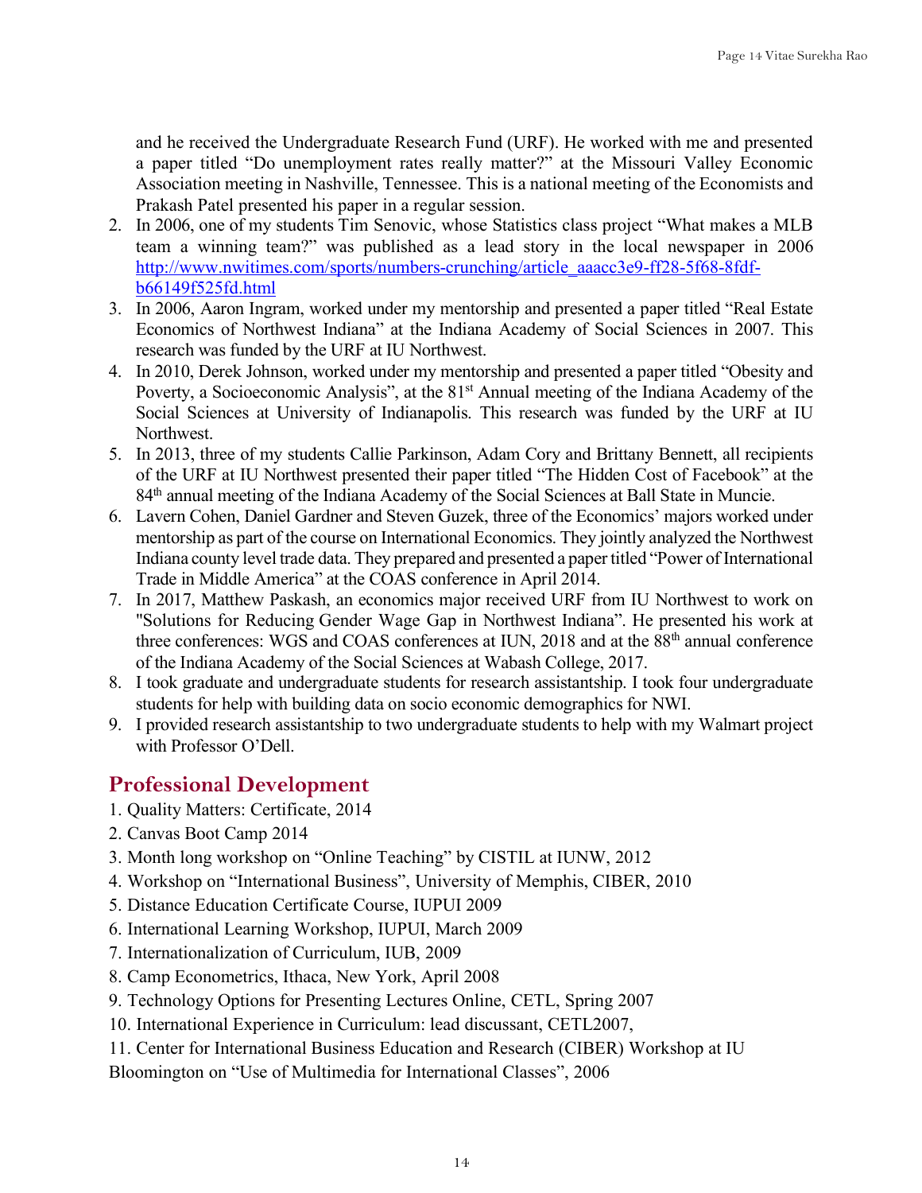and he received the Undergraduate Research Fund (URF). He worked with me and presented a paper titled "Do unemployment rates really matter?" at the Missouri Valley Economic Association meeting in Nashville, Tennessee. This is a national meeting of the Economists and Prakash Patel presented his paper in a regular session.

2. In 2006, one of my students Tim Senovic, whose Statistics class project "What makes a MLB team a winning team?" was published as a lead story in the local newspaper in 2006 http://www.nwitimes.com/sports/numbers-crunching/article_aaacc3e9-ff28-5f68-8fdf-b66149f525fd.html
3. In 2006, Aaron Ingram, worked under my mentorship and presented a paper titled "Real Estate Economics of Northwest Indiana" at the Indiana Academy of Social Sciences in 2007. This research was funded by the URF at IU Northwest.
4. In 2010, Derek Johnson, worked under my mentorship and presented a paper titled "Obesity and Poverty, a Socioeconomic Analysis", at the 81st Annual meeting of the Indiana Academy of the Social Sciences at University of Indianapolis. This research was funded by the URF at IU Northwest.
5. In 2013, three of my students Callie Parkinson, Adam Cory and Brittany Bennett, all recipients of the URF at IU Northwest presented their paper titled "The Hidden Cost of Facebook" at the 84th annual meeting of the Indiana Academy of the Social Sciences at Ball State in Muncie.
6. Lavern Cohen, Daniel Gardner and Steven Guzek, three of the Economics' majors worked under mentorship as part of the course on International Economics. They jointly analyzed the Northwest Indiana county level trade data. They prepared and presented a paper titled "Power of International Trade in Middle America" at the COAS conference in April 2014.
7. In 2017, Matthew Paskash, an economics major received URF from IU Northwest to work on "Solutions for Reducing Gender Wage Gap in Northwest Indiana". He presented his work at three conferences: WGS and COAS conferences at IUN, 2018 and at the 88th annual conference of the Indiana Academy of the Social Sciences at Wabash College, 2017.
8. I took graduate and undergraduate students for research assistantship. I took four undergraduate students for help with building data on socio economic demographics for NWI.
9. I provided research assistantship to two undergraduate students to help with my Walmart project with Professor O'Dell.

## Professional Development

1. Quality Matters: Certificate, 2014
2. Canvas Boot Camp 2014
3. Month long workshop on "Online Teaching" by CISTIL at IUNW, 2012
4. Workshop on "International Business", University of Memphis, CIBER, 2010
5. Distance Education Certificate Course, IUPUI 2009
6. International Learning Workshop, IUPUI, March 2009
7. Internationalization of Curriculum, IUB, 2009
8. Camp Econometrics, Ithaca, New York, April 2008
9. Technology Options for Presenting Lectures Online, CETL, Spring 2007
10. International Experience in Curriculum: lead discussant, CETL2007,
11. Center for International Business Education and Research (CIBER) Workshop at IU Bloomington on "Use of Multimedia for International Classes", 2006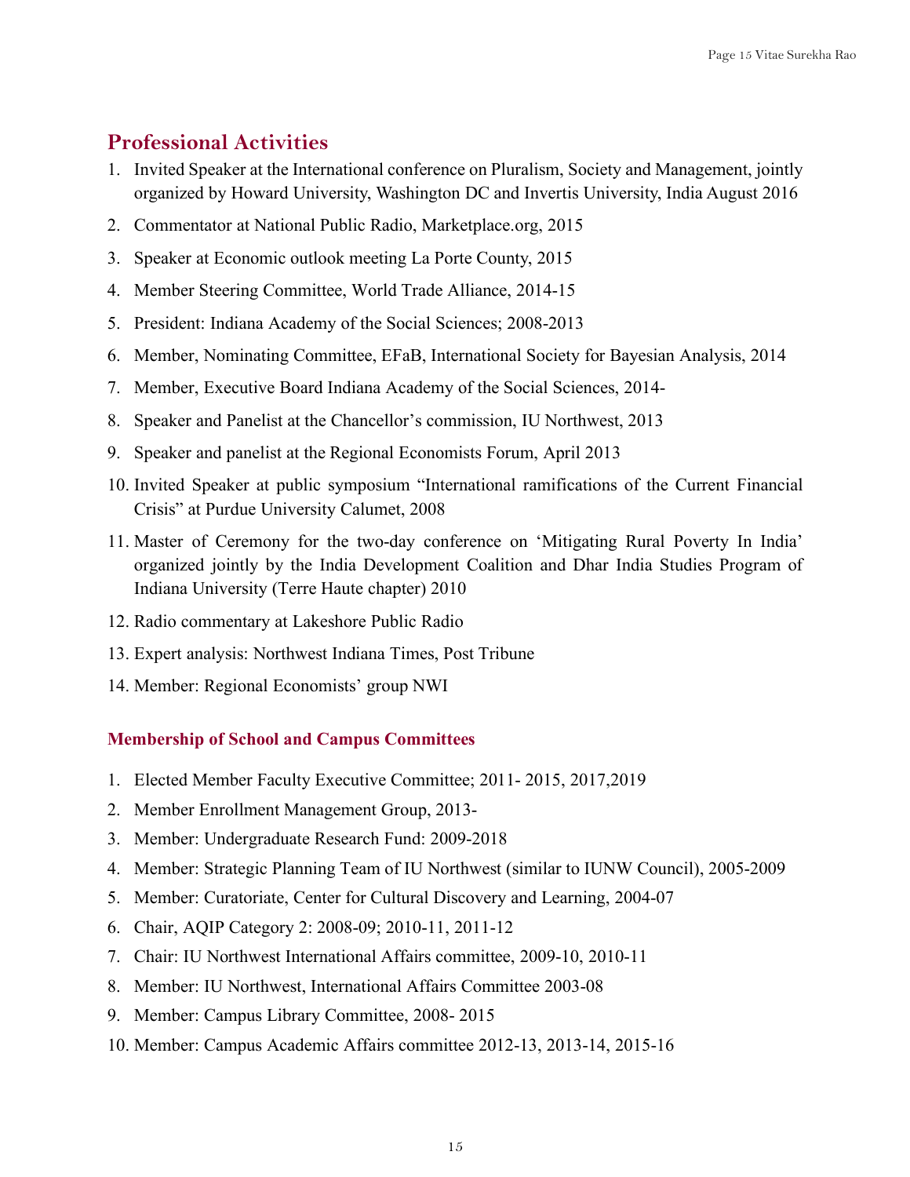## Professional Activities

1. Invited Speaker at the International conference on Pluralism, Society and Management, jointly organized by Howard University, Washington DC and Invertis University, India August 2016
2. Commentator at National Public Radio, Marketplace.org, 2015
3. Speaker at Economic outlook meeting La Porte County, 2015
4. Member Steering Committee, World Trade Alliance, 2014-15
5. President: Indiana Academy of the Social Sciences; 2008-2013
6. Member, Nominating Committee, EFaB, International Society for Bayesian Analysis, 2014
7. Member, Executive Board Indiana Academy of the Social Sciences, 2014-
8. Speaker and Panelist at the Chancellor's commission, IU Northwest, 2013
9. Speaker and panelist at the Regional Economists Forum, April 2013
10. Invited Speaker at public symposium "International ramifications of the Current Financial Crisis" at Purdue University Calumet, 2008
11. Master of Ceremony for the two-day conference on 'Mitigating Rural Poverty In India' organized jointly by the India Development Coalition and Dhar India Studies Program of Indiana University (Terre Haute chapter) 2010
12. Radio commentary at Lakeshore Public Radio
13. Expert analysis: Northwest Indiana Times, Post Tribune
14. Member: Regional Economists' group NWI

### Membership of School and Campus Committees

1. Elected Member Faculty Executive Committee; 2011- 2015, 2017,2019
2. Member Enrollment Management Group, 2013-
3. Member: Undergraduate Research Fund: 2009-2018
4. Member: Strategic Planning Team of IU Northwest (similar to IUNW Council), 2005-2009
5. Member: Curatoriate, Center for Cultural Discovery and Learning, 2004-07
6. Chair, AQIP Category 2: 2008-09; 2010-11, 2011-12
7. Chair: IU Northwest International Affairs committee, 2009-10, 2010-11
8. Member: IU Northwest, International Affairs Committee 2003-08
9. Member: Campus Library Committee, 2008- 2015
10. Member: Campus Academic Affairs committee 2012-13, 2013-14, 2015-16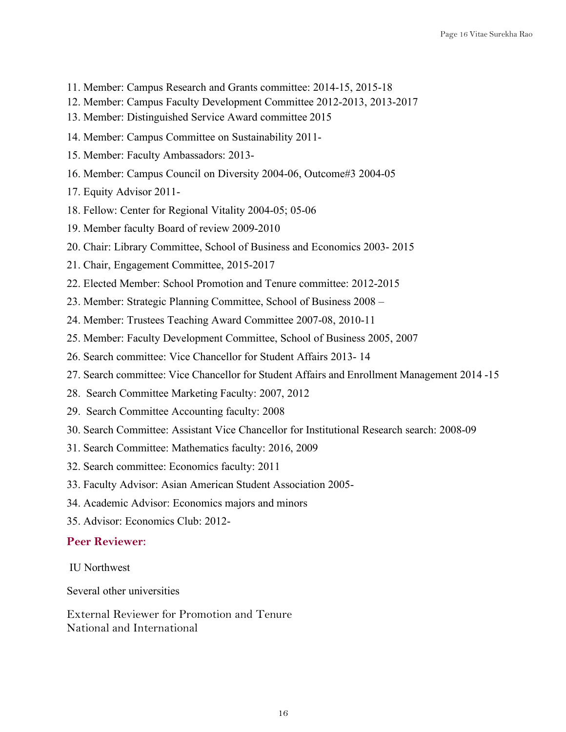11. Member: Campus Research and Grants committee: 2014-15, 2015-18
12. Member: Campus Faculty Development Committee 2012-2013, 2013-2017
13. Member: Distinguished Service Award committee 2015
14. Member: Campus Committee on Sustainability 2011-
15. Member: Faculty Ambassadors: 2013-
16. Member: Campus Council on Diversity 2004-06, Outcome#3 2004-05
17. Equity Advisor 2011-
18. Fellow: Center for Regional Vitality 2004-05; 05-06
19. Member faculty Board of review 2009-2010
20. Chair: Library Committee, School of Business and Economics 2003- 2015
21. Chair, Engagement Committee, 2015-2017
22. Elected Member: School Promotion and Tenure committee: 2012-2015
23. Member: Strategic Planning Committee, School of Business 2008 –
24. Member: Trustees Teaching Award Committee 2007-08, 2010-11
25. Member: Faculty Development Committee, School of Business 2005, 2007
26. Search committee: Vice Chancellor for Student Affairs 2013- 14
27. Search committee: Vice Chancellor for Student Affairs and Enrollment Management 2014 -15
28. Search Committee Marketing Faculty: 2007, 2012
29. Search Committee Accounting faculty: 2008
30. Search Committee: Assistant Vice Chancellor for Institutional Research search: 2008-09
31. Search Committee: Mathematics faculty: 2016, 2009
32. Search committee: Economics faculty: 2011
33. Faculty Advisor: Asian American Student Association 2005-
34. Academic Advisor: Economics majors and minors
35. Advisor: Economics Club: 2012-

## Peer Reviewer:

IU Northwest

Several other universities

External Reviewer for Promotion and Tenure
National and International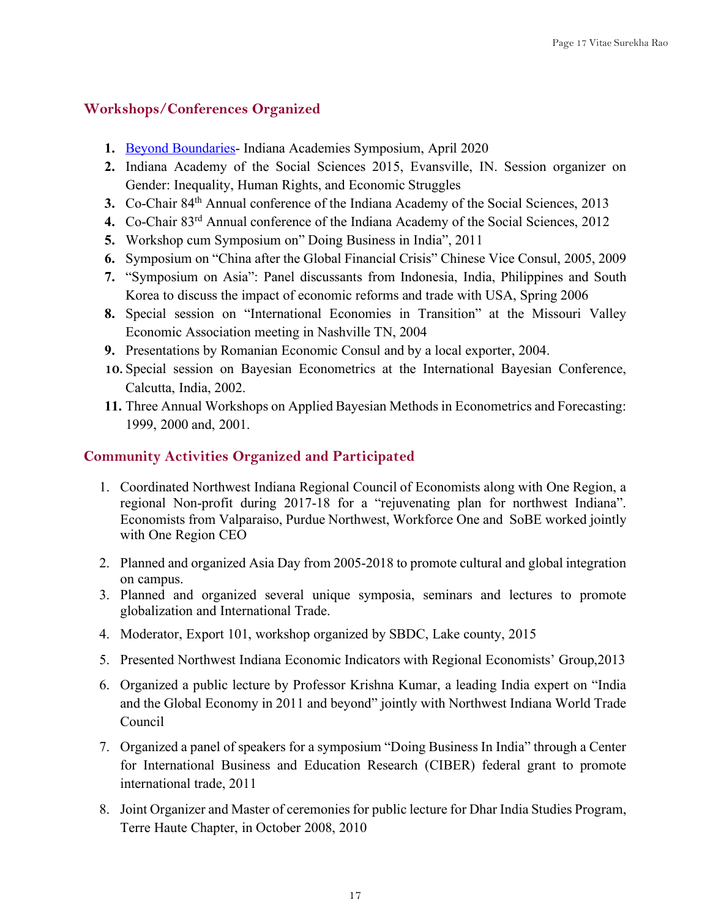## Workshops/Conferences Organized

1. Beyond Boundaries- Indiana Academies Symposium, April 2020
2. Indiana Academy of the Social Sciences 2015, Evansville, IN. Session organizer on Gender: Inequality, Human Rights, and Economic Struggles
3. Co-Chair 84th Annual conference of the Indiana Academy of the Social Sciences, 2013
4. Co-Chair 83rd Annual conference of the Indiana Academy of the Social Sciences, 2012
5. Workshop cum Symposium on" Doing Business in India", 2011
6. Symposium on "China after the Global Financial Crisis" Chinese Vice Consul, 2005, 2009
7. "Symposium on Asia": Panel discussants from Indonesia, India, Philippines and South Korea to discuss the impact of economic reforms and trade with USA, Spring 2006
8. Special session on "International Economies in Transition" at the Missouri Valley Economic Association meeting in Nashville TN, 2004
9. Presentations by Romanian Economic Consul and by a local exporter, 2004.
10. Special session on Bayesian Econometrics at the International Bayesian Conference, Calcutta, India, 2002.
11. Three Annual Workshops on Applied Bayesian Methods in Econometrics and Forecasting: 1999, 2000 and, 2001.

## Community Activities Organized and Participated

1. Coordinated Northwest Indiana Regional Council of Economists along with One Region, a regional Non-profit during 2017-18 for a "rejuvenating plan for northwest Indiana". Economists from Valparaiso, Purdue Northwest, Workforce One and SoBE worked jointly with One Region CEO
2. Planned and organized Asia Day from 2005-2018 to promote cultural and global integration on campus.
3. Planned and organized several unique symposia, seminars and lectures to promote globalization and International Trade.
4. Moderator, Export 101, workshop organized by SBDC, Lake county, 2015
5. Presented Northwest Indiana Economic Indicators with Regional Economists' Group,2013
6. Organized a public lecture by Professor Krishna Kumar, a leading India expert on "India and the Global Economy in 2011 and beyond" jointly with Northwest Indiana World Trade Council
7. Organized a panel of speakers for a symposium "Doing Business In India" through a Center for International Business and Education Research (CIBER) federal grant to promote international trade, 2011
8. Joint Organizer and Master of ceremonies for public lecture for Dhar India Studies Program, Terre Haute Chapter, in October 2008, 2010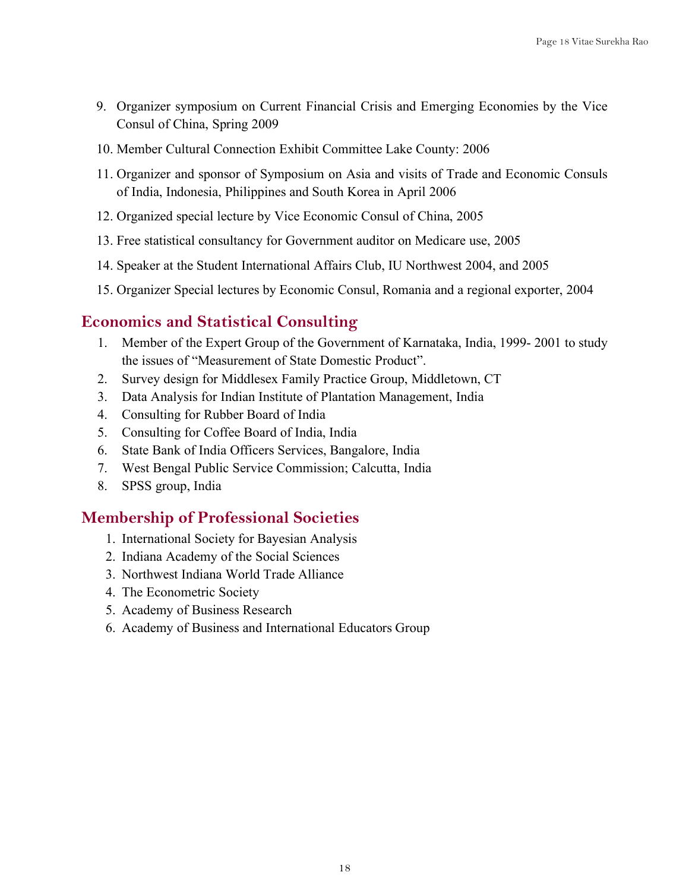9. Organizer symposium on Current Financial Crisis and Emerging Economies by the Vice Consul of China, Spring 2009
10. Member Cultural Connection Exhibit Committee Lake County: 2006
11. Organizer and sponsor of Symposium on Asia and visits of Trade and Economic Consuls of India, Indonesia, Philippines and South Korea in April 2006
12. Organized special lecture by Vice Economic Consul of China, 2005
13. Free statistical consultancy for Government auditor on Medicare use, 2005
14. Speaker at the Student International Affairs Club, IU Northwest 2004, and 2005
15. Organizer Special lectures by Economic Consul, Romania and a regional exporter, 2004

## Economics and Statistical Consulting

1. Member of the Expert Group of the Government of Karnataka, India, 1999- 2001 to study the issues of "Measurement of State Domestic Product".
2. Survey design for Middlesex Family Practice Group, Middletown, CT
3. Data Analysis for Indian Institute of Plantation Management, India
4. Consulting for Rubber Board of India
5. Consulting for Coffee Board of India, India
6. State Bank of India Officers Services, Bangalore, India
7. West Bengal Public Service Commission; Calcutta, India
8. SPSS group, India

## Membership of Professional Societies

1. International Society for Bayesian Analysis
2. Indiana Academy of the Social Sciences
3. Northwest Indiana World Trade Alliance
4. The Econometric Society
5. Academy of Business Research
6. Academy of Business and International Educators Group